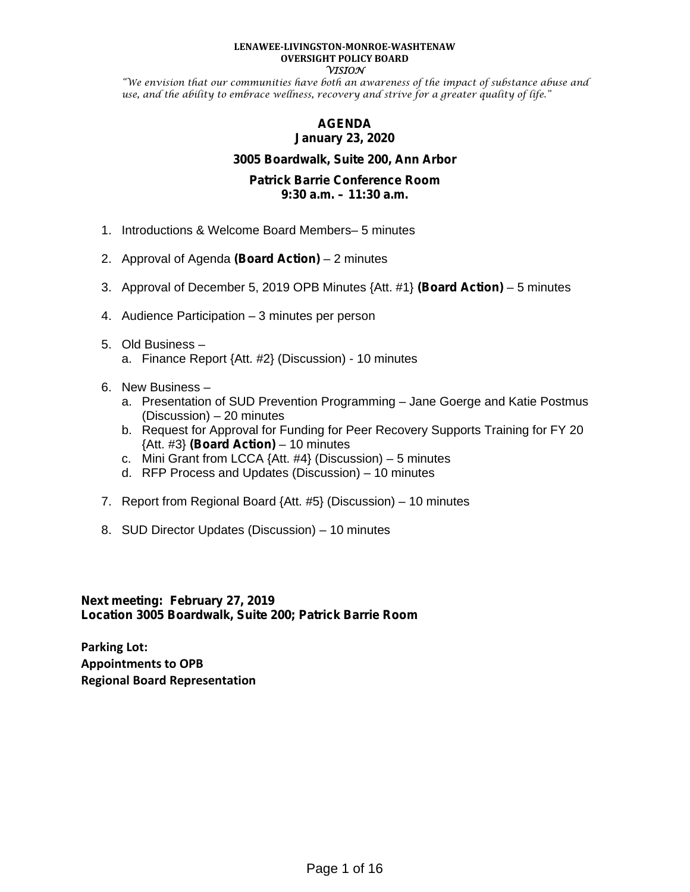**LENAWEE-LIVINGSTON-MONROE-WASHTENAW**
**OVERSIGHT POLICY BOARD**
*VISION*

*"We envision that our communities have both an awareness of the impact of substance abuse and use, and the ability to embrace wellness, recovery and strive for a greater quality of life."*

# AGENDA

**January 23, 2020**

**3005 Boardwalk, Suite 200, Ann Arbor**

**Patrick Barrie Conference Room**
**9:30 a.m. – 11:30 a.m.**

1. Introductions & Welcome Board Members– 5 minutes
2. Approval of Agenda **(Board Action)** – 2 minutes
3. Approval of December 5, 2019 OPB Minutes {Att. #1} **(Board Action)** – 5 minutes
4. Audience Participation – 3 minutes per person
5. Old Business –
   a. Finance Report {Att. #2} (Discussion) - 10 minutes
6. New Business –
   a. Presentation of SUD Prevention Programming – Jane Goerge and Katie Postmus (Discussion) – 20 minutes
   b. Request for Approval for Funding for Peer Recovery Supports Training for FY 20 {Att. #3} **(Board Action)** – 10 minutes
   c. Mini Grant from LCCA {Att. #4} (Discussion) – 5 minutes
   d. RFP Process and Updates (Discussion) – 10 minutes
7. Report from Regional Board {Att. #5} (Discussion) – 10 minutes
8. SUD Director Updates (Discussion) – 10 minutes

**Next meeting: February 27, 2019**
**Location 3005 Boardwalk, Suite 200; Patrick Barrie Room**

**Parking Lot:**
**Appointments to OPB**
**Regional Board Representation**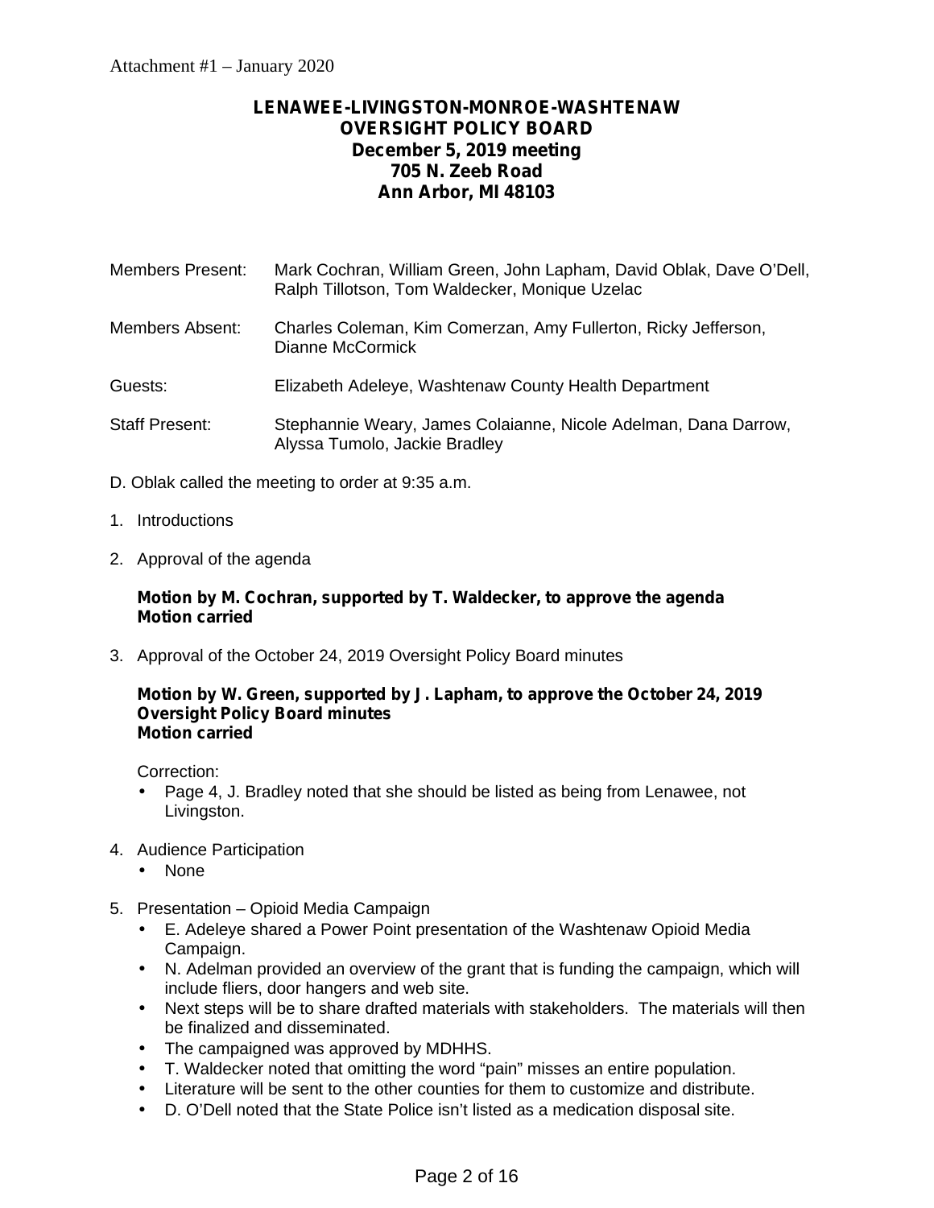Attachment #1 – January 2020

**LENAWEE-LIVINGSTON-MONROE-WASHTENAW**
**OVERSIGHT POLICY BOARD**
**December 5, 2019 meeting**
**705 N. Zeeb Road**
**Ann Arbor, MI 48103**

| | |
|---|---|
| Members Present: | Mark Cochran, William Green, John Lapham, David Oblak, Dave O'Dell, Ralph Tillotson, Tom Waldecker, Monique Uzelac |
| Members Absent: | Charles Coleman, Kim Comerzan, Amy Fullerton, Ricky Jefferson, Dianne McCormick |
| Guests: | Elizabeth Adeleye, Washtenaw County Health Department |
| Staff Present: | Stephannie Weary, James Colaianne, Nicole Adelman, Dana Darrow, Alyssa Tumolo, Jackie Bradley |

D. Oblak called the meeting to order at 9:35 a.m.

1. Introductions

2. Approval of the agenda

   **Motion by M. Cochran, supported by T. Waldecker, to approve the agenda**
   **Motion carried**

3. Approval of the October 24, 2019 Oversight Policy Board minutes

   **Motion by W. Green, supported by J. Lapham, to approve the October 24, 2019 Oversight Policy Board minutes**
   **Motion carried**

   Correction:
   - Page 4, J. Bradley noted that she should be listed as being from Lenawee, not Livingston.

4. Audience Participation
   - None

5. Presentation – Opioid Media Campaign
   - E. Adeleye shared a Power Point presentation of the Washtenaw Opioid Media Campaign.
   - N. Adelman provided an overview of the grant that is funding the campaign, which will include fliers, door hangers and web site.
   - Next steps will be to share drafted materials with stakeholders. The materials will then be finalized and disseminated.
   - The campaigned was approved by MDHHS.
   - T. Waldecker noted that omitting the word "pain" misses an entire population.
   - Literature will be sent to the other counties for them to customize and distribute.
   - D. O'Dell noted that the State Police isn't listed as a medication disposal site.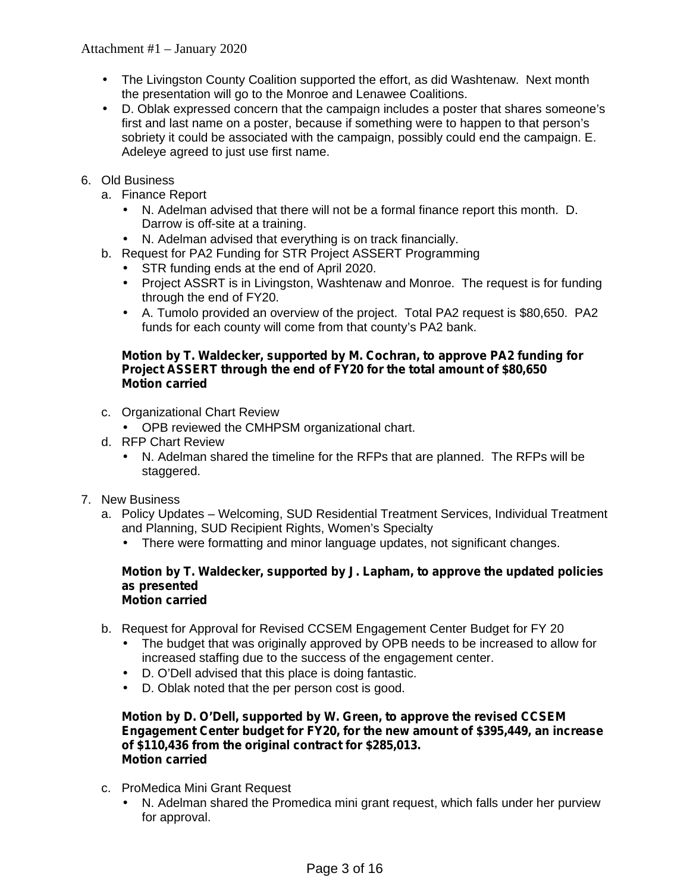- The Livingston County Coalition supported the effort, as did Washtenaw. Next month the presentation will go to the Monroe and Lenawee Coalitions.
- D. Oblak expressed concern that the campaign includes a poster that shares someone's first and last name on a poster, because if something were to happen to that person's sobriety it could be associated with the campaign, possibly could end the campaign. E. Adeleye agreed to just use first name.

6. Old Business
   a. Finance Report
      - N. Adelman advised that there will not be a formal finance report this month. D. Darrow is off-site at a training.
      - N. Adelman advised that everything is on track financially.
   b. Request for PA2 Funding for STR Project ASSERT Programming
      - STR funding ends at the end of April 2020.
      - Project ASSRT is in Livingston, Washtenaw and Monroe. The request is for funding through the end of FY20.
      - A. Tumolo provided an overview of the project. Total PA2 request is $80,650. PA2 funds for each county will come from that county's PA2 bank.

      **Motion by T. Waldecker, supported by M. Cochran, to approve PA2 funding for Project ASSERT through the end of FY20 for the total amount of $80,650**
      **Motion carried**

   c. Organizational Chart Review
      - OPB reviewed the CMHPSM organizational chart.
   d. RFP Chart Review
      - N. Adelman shared the timeline for the RFPs that are planned. The RFPs will be staggered.

7. New Business
   a. Policy Updates – Welcoming, SUD Residential Treatment Services, Individual Treatment and Planning, SUD Recipient Rights, Women's Specialty
      - There were formatting and minor language updates, not significant changes.

      **Motion by T. Waldecker, supported by J. Lapham, to approve the updated policies as presented**
      **Motion carried**

   b. Request for Approval for Revised CCSEM Engagement Center Budget for FY 20
      - The budget that was originally approved by OPB needs to be increased to allow for increased staffing due to the success of the engagement center.
      - D. O'Dell advised that this place is doing fantastic.
      - D. Oblak noted that the per person cost is good.

      **Motion by D. O'Dell, supported by W. Green, to approve the revised CCSEM Engagement Center budget for FY20, for the new amount of $395,449, an increase of $110,436 from the original contract for $285,013.**
      **Motion carried**

   c. ProMedica Mini Grant Request
      - N. Adelman shared the Promedica mini grant request, which falls under her purview for approval.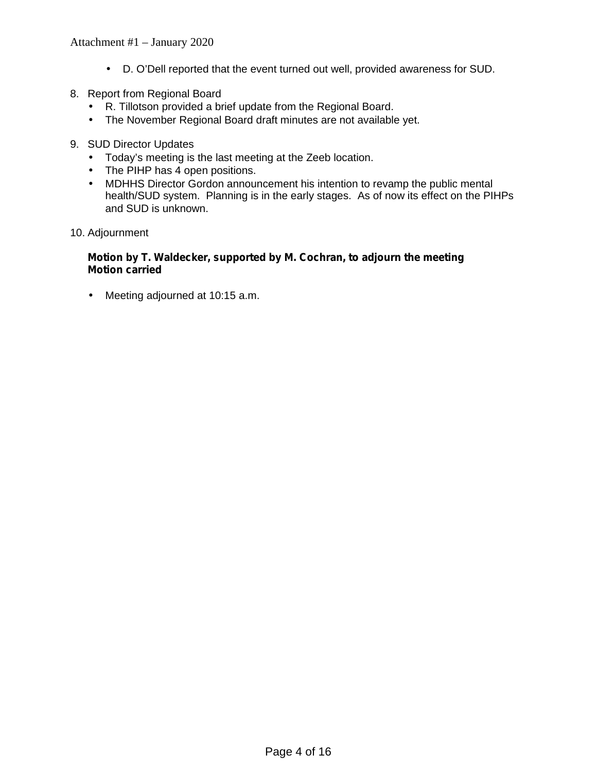- D. O'Dell reported that the event turned out well, provided awareness for SUD.

8. Report from Regional Board
   - R. Tillotson provided a brief update from the Regional Board.
   - The November Regional Board draft minutes are not available yet.

9. SUD Director Updates
   - Today's meeting is the last meeting at the Zeeb location.
   - The PIHP has 4 open positions.
   - MDHHS Director Gordon announcement his intention to revamp the public mental health/SUD system. Planning is in the early stages. As of now its effect on the PIHPs and SUD is unknown.

10. Adjournment

    **Motion by T. Waldecker, supported by M. Cochran, to adjourn the meeting**
    **Motion carried**

    - Meeting adjourned at 10:15 a.m.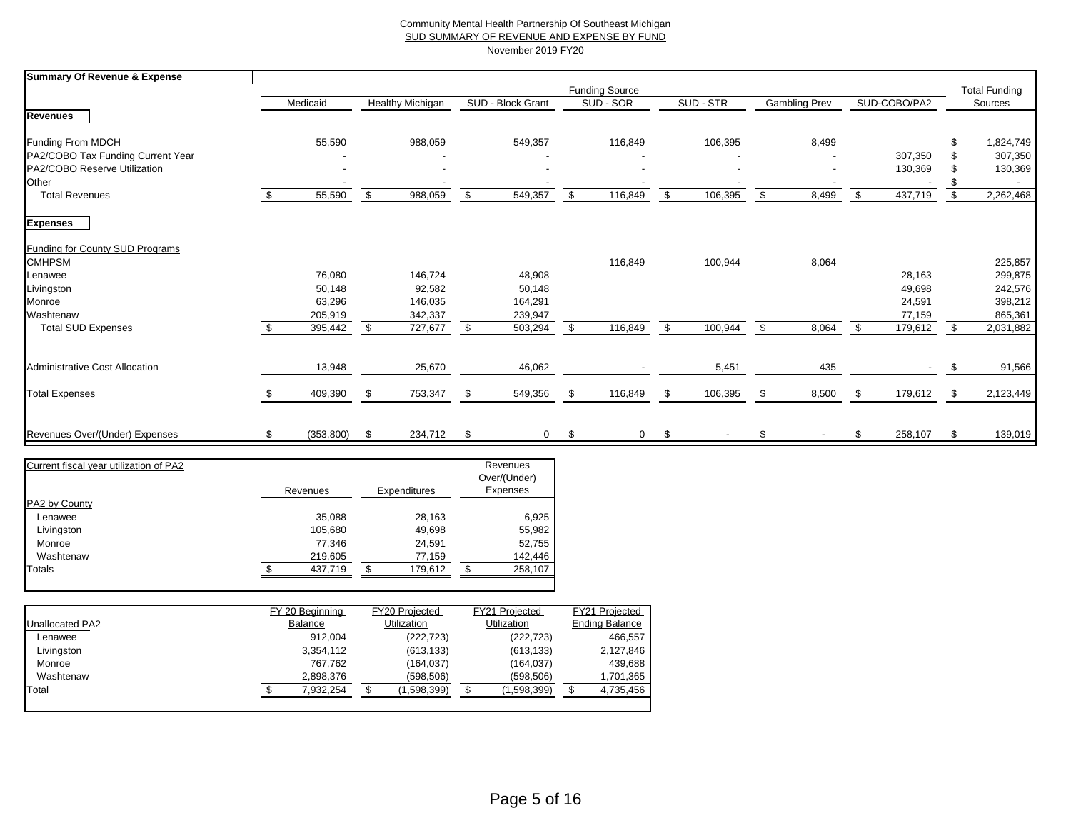Community Mental Health Partnership Of Southeast Michigan

SUD SUMMARY OF REVENUE AND EXPENSE BY FUND

November 2019 FY20

| Summary Of Revenue & Expense | | | | Funding Source | | | | Total Funding |
|---|---|---|---|---|---|---|---|---|
| | Medicaid | Healthy Michigan | SUD - Block Grant | SUD - SOR | SUD - STR | Gambling Prev | SUD-COBO/PA2 | Sources |
| **Revenues** | | | | | | | | |
| Funding From MDCH | 55,590 | 988,059 | 549,357 | 116,849 | 106,395 | 8,499 | | $ 1,824,749 |
| PA2/COBO Tax Funding Current Year | - | - | - | - | - | - | 307,350 | $ 307,350 |
| PA2/COBO Reserve Utilization | - | - | - | - | - | - | 130,369 | $ 130,369 |
| Other | - | - | - | - | - | - | - | $ - |
| Total Revenues | $ 55,590 | $ 988,059 | $ 549,357 | $ 116,849 | $ 106,395 | $ 8,499 | $ 437,719 | $ 2,262,468 |
| **Expenses** | | | | | | | | |
| Funding for County SUD Programs | | | | | | | | |
| CMHPSM | | | | 116,849 | 100,944 | 8,064 | | 225,857 |
| Lenawee | 76,080 | 146,724 | 48,908 | | | | 28,163 | 299,875 |
| Livingston | 50,148 | 92,582 | 50,148 | | | | 49,698 | 242,576 |
| Monroe | 63,296 | 146,035 | 164,291 | | | | 24,591 | 398,212 |
| Washtenaw | 205,919 | 342,337 | 239,947 | | | | 77,159 | 865,361 |
| Total SUD Expenses | $ 395,442 | $ 727,677 | $ 503,294 | $ 116,849 | $ 100,944 | $ 8,064 | $ 179,612 | $ 2,031,882 |
| Administrative Cost Allocation | 13,948 | 25,670 | 46,062 | - | 5,451 | 435 | - | $ 91,566 |
| Total Expenses | $ 409,390 | $ 753,347 | $ 549,356 | $ 116,849 | $ 106,395 | $ 8,500 | $ 179,612 | $ 2,123,449 |
| Revenues Over/(Under) Expenses | $ (353,800) | $ 234,712 | $ 0 | $ 0 | $ - | $ - | $ 258,107 | $ 139,019 |

| Current fiscal year utilization of PA2 | Revenues | Expenditures | Revenues Over/(Under) Expenses |
|---|---|---|---|
| PA2 by County | | | |
| Lenawee | 35,088 | 28,163 | 6,925 |
| Livingston | 105,680 | 49,698 | 55,982 |
| Monroe | 77,346 | 24,591 | 52,755 |
| Washtenaw | 219,605 | 77,159 | 142,446 |
| Totals | $ 437,719 | $ 179,612 | $ 258,107 |

| Unallocated PA2 | FY 20 Beginning Balance | FY20 Projected Utilization | FY21 Projected Utilization | FY21 Projected Ending Balance |
|---|---|---|---|---|
| Lenawee | 912,004 | (222,723) | (222,723) | 466,557 |
| Livingston | 3,354,112 | (613,133) | (613,133) | 2,127,846 |
| Monroe | 767,762 | (164,037) | (164,037) | 439,688 |
| Washtenaw | 2,898,376 | (598,506) | (598,506) | 1,701,365 |
| Total | $ 7,932,254 | $ (1,598,399) | $ (1,598,399) | $ 4,735,456 |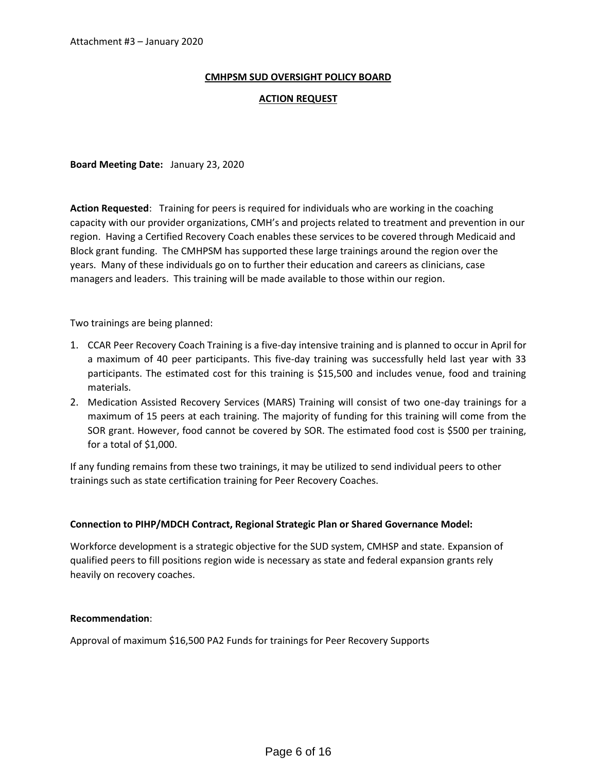Attachment #3 – January 2020

**CMHPSM SUD OVERSIGHT POLICY BOARD**

**ACTION REQUEST**

**Board Meeting Date:** January 23, 2020

**Action Requested**: Training for peers is required for individuals who are working in the coaching capacity with our provider organizations, CMH's and projects related to treatment and prevention in our region. Having a Certified Recovery Coach enables these services to be covered through Medicaid and Block grant funding. The CMHPSM has supported these large trainings around the region over the years. Many of these individuals go on to further their education and careers as clinicians, case managers and leaders. This training will be made available to those within our region.

Two trainings are being planned:

1. CCAR Peer Recovery Coach Training is a five-day intensive training and is planned to occur in April for a maximum of 40 peer participants. This five-day training was successfully held last year with 33 participants. The estimated cost for this training is $15,500 and includes venue, food and training materials.
2. Medication Assisted Recovery Services (MARS) Training will consist of two one-day trainings for a maximum of 15 peers at each training. The majority of funding for this training will come from the SOR grant. However, food cannot be covered by SOR. The estimated food cost is $500 per training, for a total of $1,000.

If any funding remains from these two trainings, it may be utilized to send individual peers to other trainings such as state certification training for Peer Recovery Coaches.

**Connection to PIHP/MDCH Contract, Regional Strategic Plan or Shared Governance Model:**

Workforce development is a strategic objective for the SUD system, CMHSP and state. Expansion of qualified peers to fill positions region wide is necessary as state and federal expansion grants rely heavily on recovery coaches.

**Recommendation**:

Approval of maximum $16,500 PA2 Funds for trainings for Peer Recovery Supports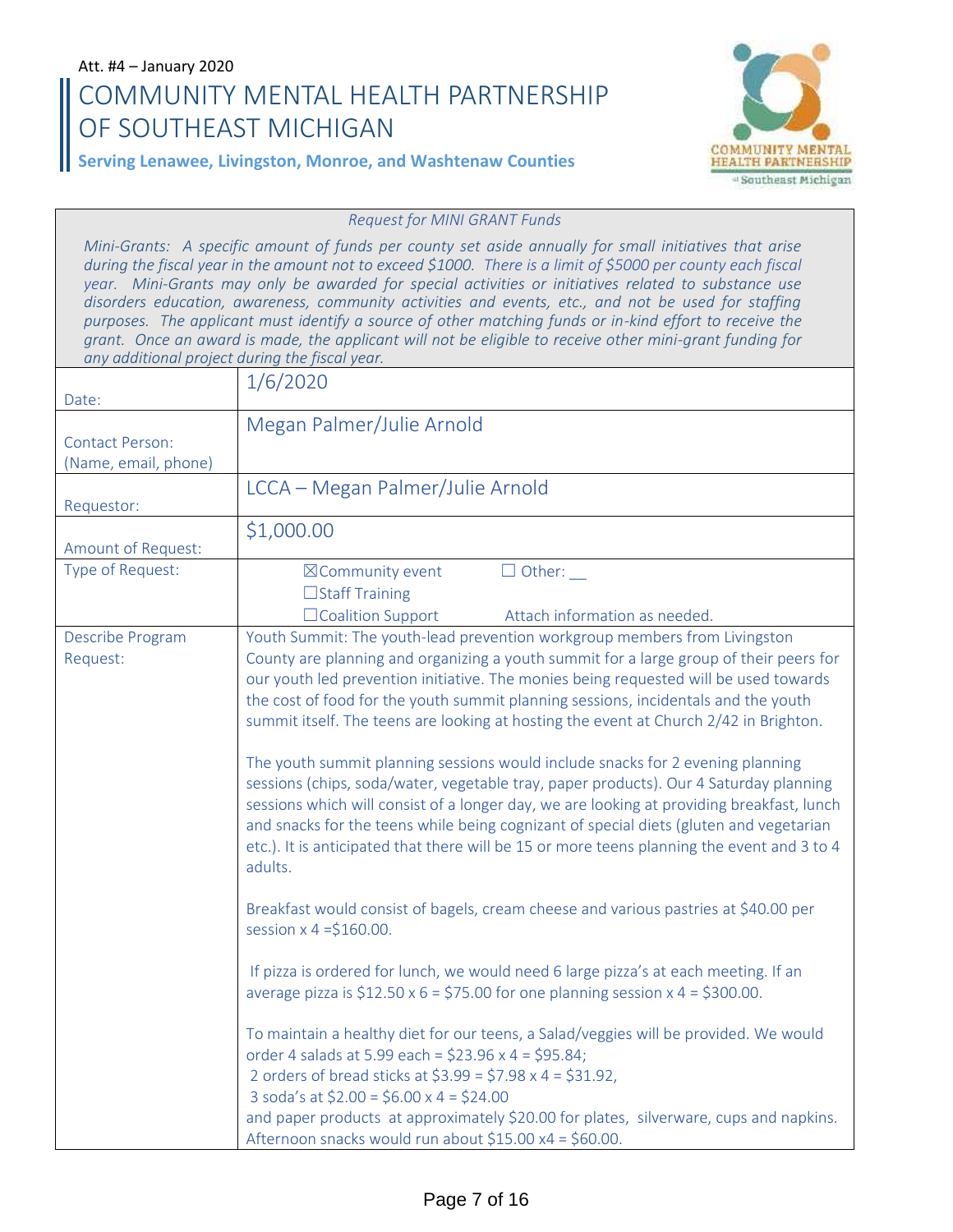Att. #4 – January 2020

# COMMUNITY MENTAL HEALTH PARTNERSHIP OF SOUTHEAST MICHIGAN

**Serving Lenawee, Livingston, Monroe, and Washtenaw Counties**

*Request for MINI GRANT Funds*

*Mini-Grants: A specific amount of funds per county set aside annually for small initiatives that arise during the fiscal year in the amount not to exceed $1000. There is a limit of $5000 per county each fiscal year. Mini-Grants may only be awarded for special activities or initiatives related to substance use disorders education, awareness, community activities and events, etc., and not be used for staffing purposes. The applicant must identify a source of other matching funds or in-kind effort to receive the grant. Once an award is made, the applicant will not be eligible to receive other mini-grant funding for any additional project during the fiscal year.*

| | |
|---|---|
| Date: | 1/6/2020 |
| Contact Person: (Name, email, phone) | Megan Palmer/Julie Arnold |
| Requestor: | LCCA – Megan Palmer/Julie Arnold |
| Amount of Request: | $1,000.00 |
| Type of Request: | ☒Community event ☐ Other: __ <br> ☐Staff Training <br> ☐Coalition Support Attach information as needed. |
| Describe Program Request: | Youth Summit: The youth-lead prevention workgroup members from Livingston County are planning and organizing a youth summit for a large group of their peers for our youth led prevention initiative. The monies being requested will be used towards the cost of food for the youth summit planning sessions, incidentals and the youth summit itself. The teens are looking at hosting the event at Church 2/42 in Brighton. <br><br> The youth summit planning sessions would include snacks for 2 evening planning sessions (chips, soda/water, vegetable tray, paper products). Our 4 Saturday planning sessions which will consist of a longer day, we are looking at providing breakfast, lunch and snacks for the teens while being cognizant of special diets (gluten and vegetarian etc.). It is anticipated that there will be 15 or more teens planning the event and 3 to 4 adults. <br><br> Breakfast would consist of bagels, cream cheese and various pastries at $40.00 per session x 4 =$160.00. <br><br> If pizza is ordered for lunch, we would need 6 large pizza's at each meeting. If an average pizza is $12.50 x 6 = $75.00 for one planning session x 4 = $300.00. <br><br> To maintain a healthy diet for our teens, a Salad/veggies will be provided. We would order 4 salads at 5.99 each = $23.96 x 4 = $95.84; <br> 2 orders of bread sticks at $3.99 = $7.98 x 4 = $31.92, <br> 3 soda's at $2.00 = $6.00 x 4 = $24.00 <br> and paper products at approximately $20.00 for plates, silverware, cups and napkins. Afternoon snacks would run about $15.00 x4 = $60.00. |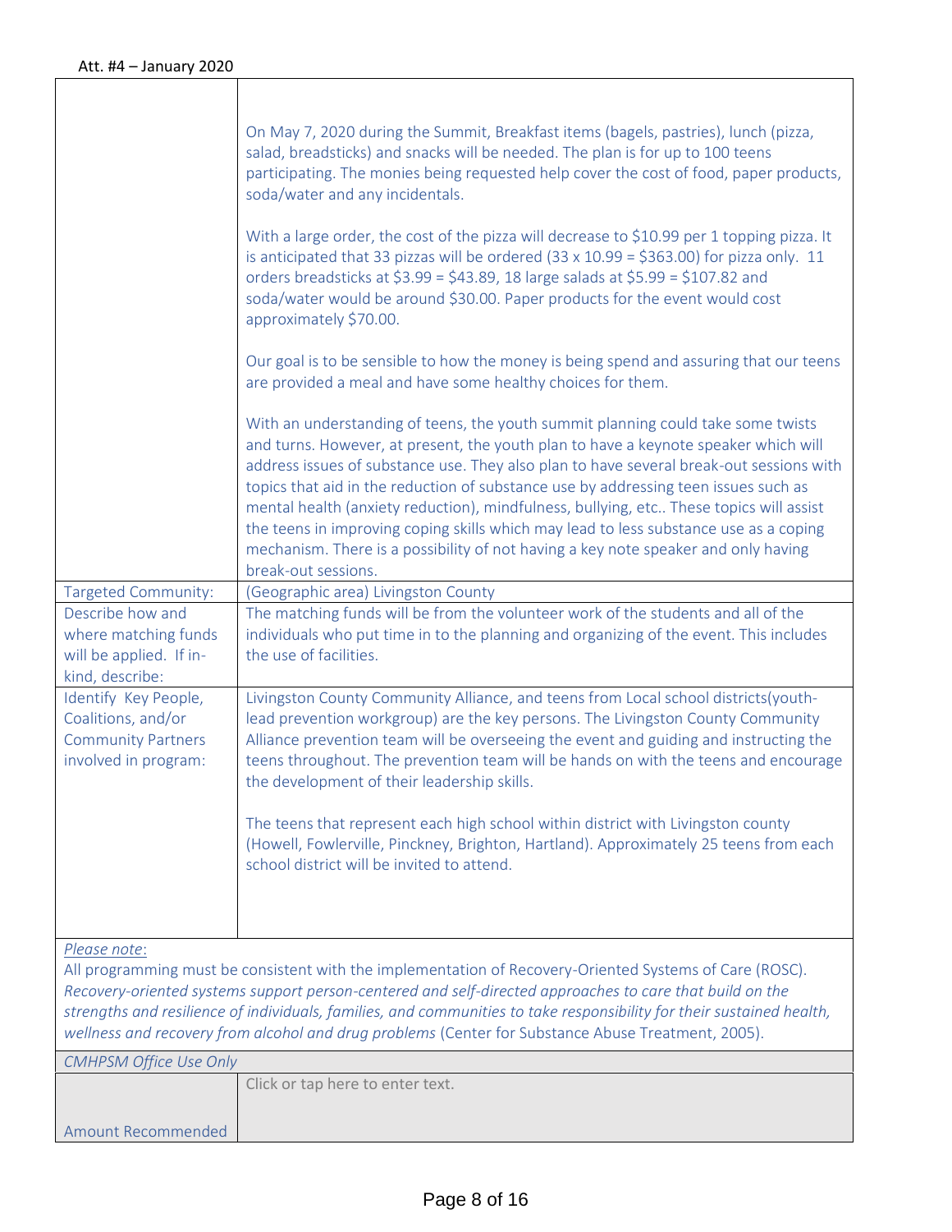Att. #4 – January 2020

| | |
|---|---|
| | On May 7, 2020 during the Summit, Breakfast items (bagels, pastries), lunch (pizza, salad, breadsticks) and snacks will be needed. The plan is for up to 100 teens participating. The monies being requested help cover the cost of food, paper products, soda/water and any incidentals.<br><br>With a large order, the cost of the pizza will decrease to $10.99 per 1 topping pizza. It is anticipated that 33 pizzas will be ordered (33 x 10.99 = $363.00) for pizza only. 11 orders breadsticks at $3.99 = $43.89, 18 large salads at $5.99 = $107.82 and soda/water would be around $30.00. Paper products for the event would cost approximately $70.00.<br><br>Our goal is to be sensible to how the money is being spend and assuring that our teens are provided a meal and have some healthy choices for them.<br><br>With an understanding of teens, the youth summit planning could take some twists and turns. However, at present, the youth plan to have a keynote speaker which will address issues of substance use. They also plan to have several break-out sessions with topics that aid in the reduction of substance use by addressing teen issues such as mental health (anxiety reduction), mindfulness, bullying, etc.. These topics will assist the teens in improving coping skills which may lead to less substance use as a coping mechanism. There is a possibility of not having a key note speaker and only having break-out sessions. |
| Targeted Community: | (Geographic area) Livingston County |
| Describe how and where matching funds will be applied. If in-kind, describe: | The matching funds will be from the volunteer work of the students and all of the individuals who put time in to the planning and organizing of the event. This includes the use of facilities. |
| Identify Key People, Coalitions, and/or Community Partners involved in program: | Livingston County Community Alliance, and teens from Local school districts(youth-lead prevention workgroup) are the key persons. The Livingston County Community Alliance prevention team will be overseeing the event and guiding and instructing the teens throughout. The prevention team will be hands on with the teens and encourage the development of their leadership skills.<br><br>The teens that represent each high school within district with Livingston county (Howell, Fowlerville, Pinckney, Brighton, Hartland). Approximately 25 teens from each school district will be invited to attend. |

*Please note*:
All programming must be consistent with the implementation of Recovery-Oriented Systems of Care (ROSC). *Recovery-oriented systems support person-centered and self-directed approaches to care that build on the strengths and resilience of individuals, families, and communities to take responsibility for their sustained health, wellness and recovery from alcohol and drug problems* (Center for Substance Abuse Treatment, 2005).

| *CMHPSM Office Use Only* | |
|---|---|
| Amount Recommended | Click or tap here to enter text. |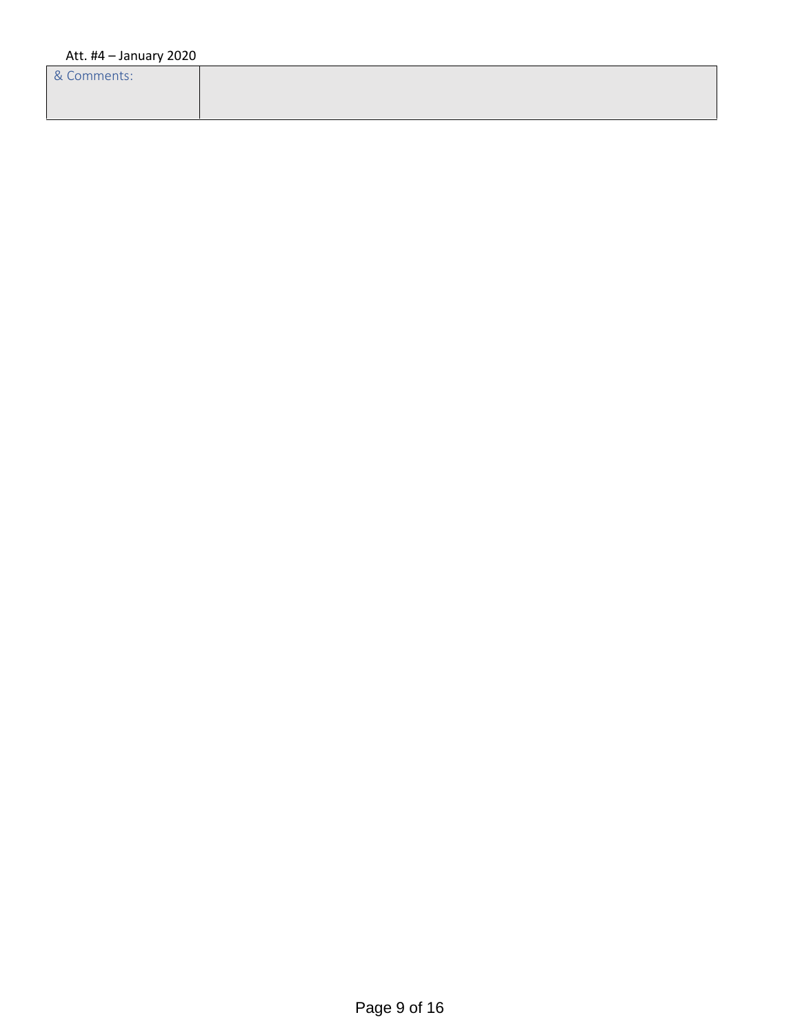| & Comments: | |
|---|---|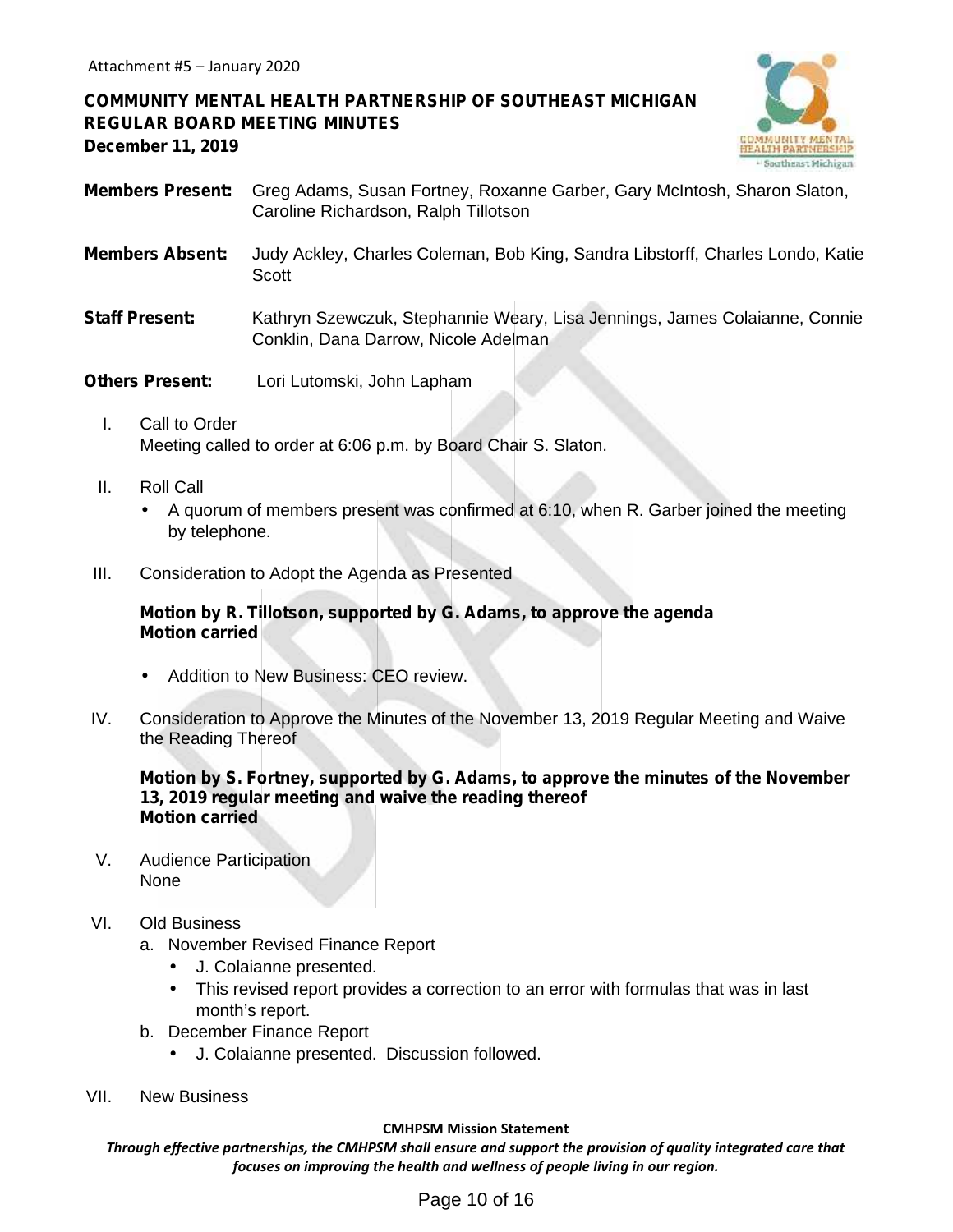Attachment #5 – January 2020

**COMMUNITY MENTAL HEALTH PARTNERSHIP OF SOUTHEAST MICHIGAN**
**REGULAR BOARD MEETING MINUTES**
**December 11, 2019**

**Members Present:** Greg Adams, Susan Fortney, Roxanne Garber, Gary McIntosh, Sharon Slaton, Caroline Richardson, Ralph Tillotson

**Members Absent:** Judy Ackley, Charles Coleman, Bob King, Sandra Libstorff, Charles Londo, Katie Scott

**Staff Present:** Kathryn Szewczuk, Stephannie Weary, Lisa Jennings, James Colaianne, Connie Conklin, Dana Darrow, Nicole Adelman

**Others Present:** Lori Lutomski, John Lapham

I. Call to Order
Meeting called to order at 6:06 p.m. by Board Chair S. Slaton.

II. Roll Call
- A quorum of members present was confirmed at 6:10, when R. Garber joined the meeting by telephone.

III. Consideration to Adopt the Agenda as Presented

**Motion by R. Tillotson, supported by G. Adams, to approve the agenda**
**Motion carried**

- Addition to New Business: CEO review.

IV. Consideration to Approve the Minutes of the November 13, 2019 Regular Meeting and Waive the Reading Thereof

**Motion by S. Fortney, supported by G. Adams, to approve the minutes of the November 13, 2019 regular meeting and waive the reading thereof**
**Motion carried**

V. Audience Participation
None

VI. Old Business
  a. November Revised Finance Report
    - J. Colaianne presented.
    - This revised report provides a correction to an error with formulas that was in last month's report.
  b. December Finance Report
    - J. Colaianne presented. Discussion followed.

VII. New Business

**CMHPSM Mission Statement**
*Through effective partnerships, the CMHPSM shall ensure and support the provision of quality integrated care that focuses on improving the health and wellness of people living in our region.*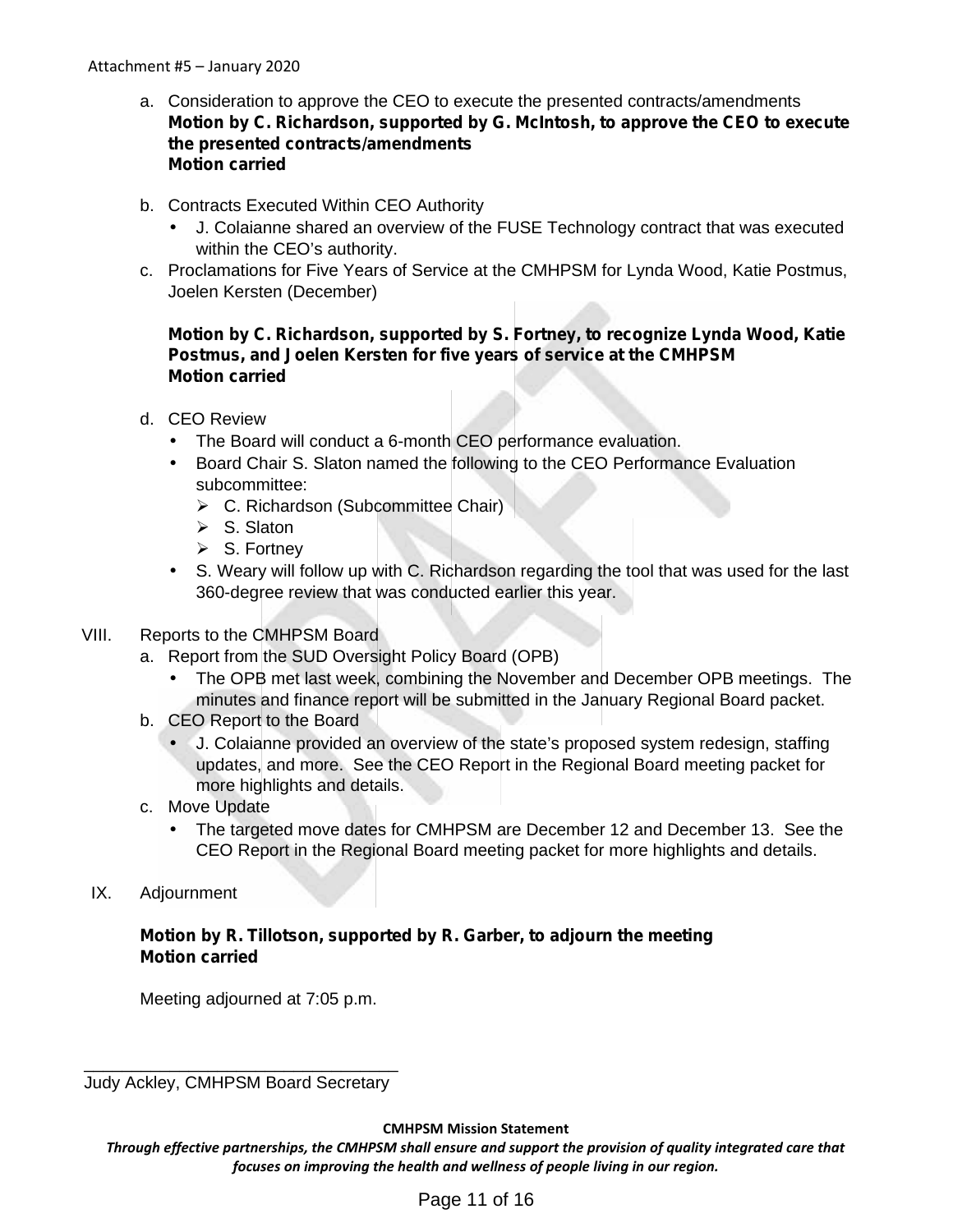a. Consideration to approve the CEO to execute the presented contracts/amendments
   **Motion by C. Richardson, supported by G. McIntosh, to approve the CEO to execute the presented contracts/amendments**
   **Motion carried**

b. Contracts Executed Within CEO Authority
   - J. Colaianne shared an overview of the FUSE Technology contract that was executed within the CEO's authority.

c. Proclamations for Five Years of Service at the CMHPSM for Lynda Wood, Katie Postmus, Joelen Kersten (December)

   **Motion by C. Richardson, supported by S. Fortney, to recognize Lynda Wood, Katie Postmus, and Joelen Kersten for five years of service at the CMHPSM**
   **Motion carried**

d. CEO Review
   - The Board will conduct a 6-month CEO performance evaluation.
   - Board Chair S. Slaton named the following to the CEO Performance Evaluation subcommittee:
     - C. Richardson (Subcommittee Chair)
     - S. Slaton
     - S. Fortney
   - S. Weary will follow up with C. Richardson regarding the tool that was used for the last 360-degree review that was conducted earlier this year.

VIII. Reports to the CMHPSM Board

a. Report from the SUD Oversight Policy Board (OPB)
   - The OPB met last week, combining the November and December OPB meetings. The minutes and finance report will be submitted in the January Regional Board packet.

b. CEO Report to the Board
   - J. Colaianne provided an overview of the state's proposed system redesign, staffing updates, and more. See the CEO Report in the Regional Board meeting packet for more highlights and details.

c. Move Update
   - The targeted move dates for CMHPSM are December 12 and December 13. See the CEO Report in the Regional Board meeting packet for more highlights and details.

IX. Adjournment

**Motion by R. Tillotson, supported by R. Garber, to adjourn the meeting**
**Motion carried**

Meeting adjourned at 7:05 p.m.

\_\_\_\_\_\_\_\_\_\_\_\_\_\_\_\_\_\_\_\_\_\_\_\_\_\_\_\_\_\_\_\_\_
Judy Ackley, CMHPSM Board Secretary

**CMHPSM Mission Statement**

***Through effective partnerships, the CMHPSM shall ensure and support the provision of quality integrated care that focuses on improving the health and wellness of people living in our region.***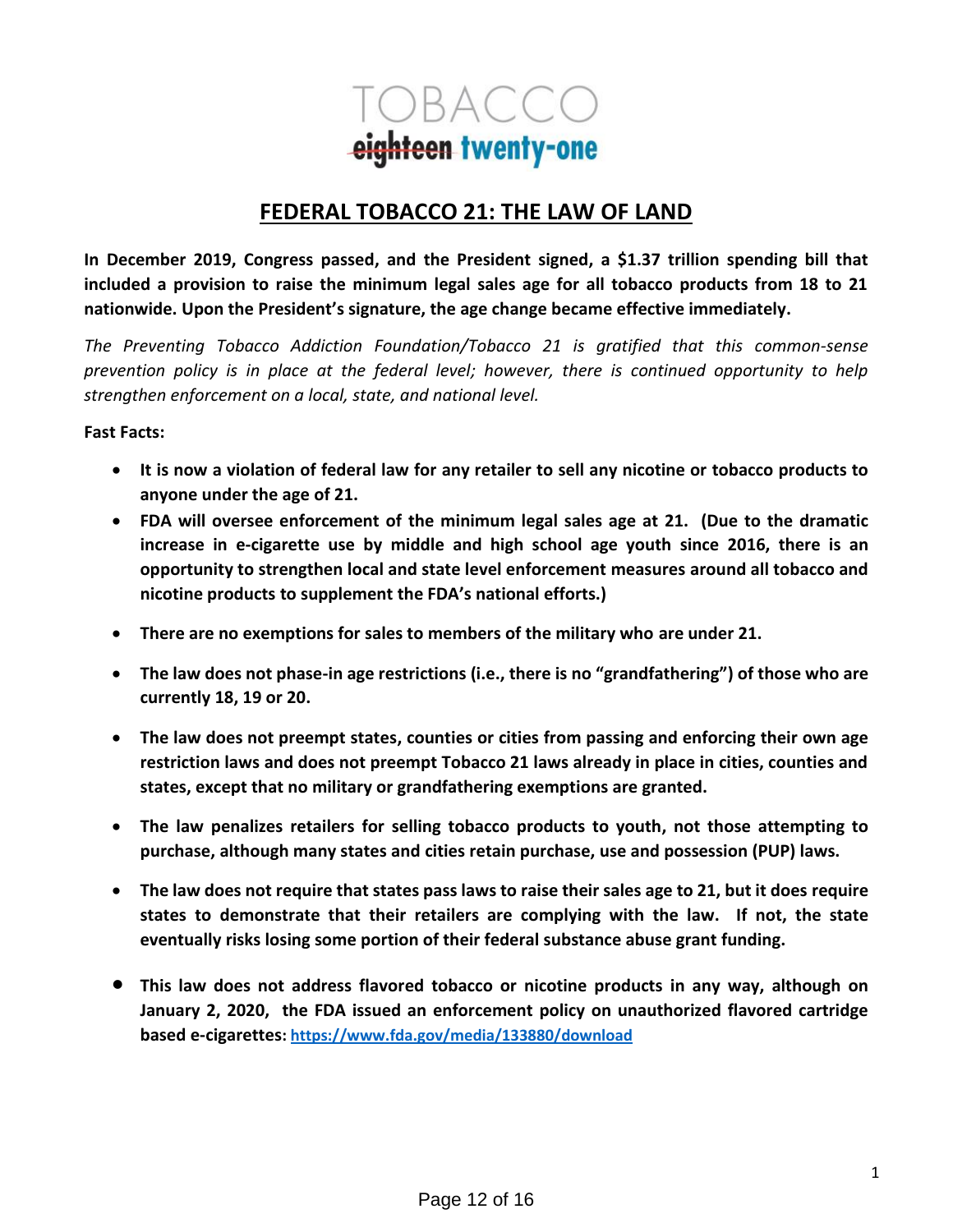TOBACCO

~~eighteen~~ twenty-one

# FEDERAL TOBACCO 21: THE LAW OF LAND

**In December 2019, Congress passed, and the President signed, a $1.37 trillion spending bill that included a provision to raise the minimum legal sales age for all tobacco products from 18 to 21 nationwide. Upon the President's signature, the age change became effective immediately.**

*The Preventing Tobacco Addiction Foundation/Tobacco 21 is gratified that this common-sense prevention policy is in place at the federal level; however, there is continued opportunity to help strengthen enforcement on a local, state, and national level.*

**Fast Facts:**

- **It is now a violation of federal law for any retailer to sell any nicotine or tobacco products to anyone under the age of 21.**
- **FDA will oversee enforcement of the minimum legal sales age at 21. (Due to the dramatic increase in e-cigarette use by middle and high school age youth since 2016, there is an opportunity to strengthen local and state level enforcement measures around all tobacco and nicotine products to supplement the FDA's national efforts.)**
- **There are no exemptions for sales to members of the military who are under 21.**
- **The law does not phase-in age restrictions (i.e., there is no "grandfathering") of those who are currently 18, 19 or 20.**
- **The law does not preempt states, counties or cities from passing and enforcing their own age restriction laws and does not preempt Tobacco 21 laws already in place in cities, counties and states, except that no military or grandfathering exemptions are granted.**
- **The law penalizes retailers for selling tobacco products to youth, not those attempting to purchase, although many states and cities retain purchase, use and possession (PUP) laws.**
- **The law does not require that states pass laws to raise their sales age to 21, but it does require states to demonstrate that their retailers are complying with the law. If not, the state eventually risks losing some portion of their federal substance abuse grant funding.**
- **This law does not address flavored tobacco or nicotine products in any way, although on January 2, 2020, the FDA issued an enforcement policy on unauthorized flavored cartridge based e-cigarettes: [https://www.fda.gov/media/133880/download](https://www.fda.gov/media/133880/download)**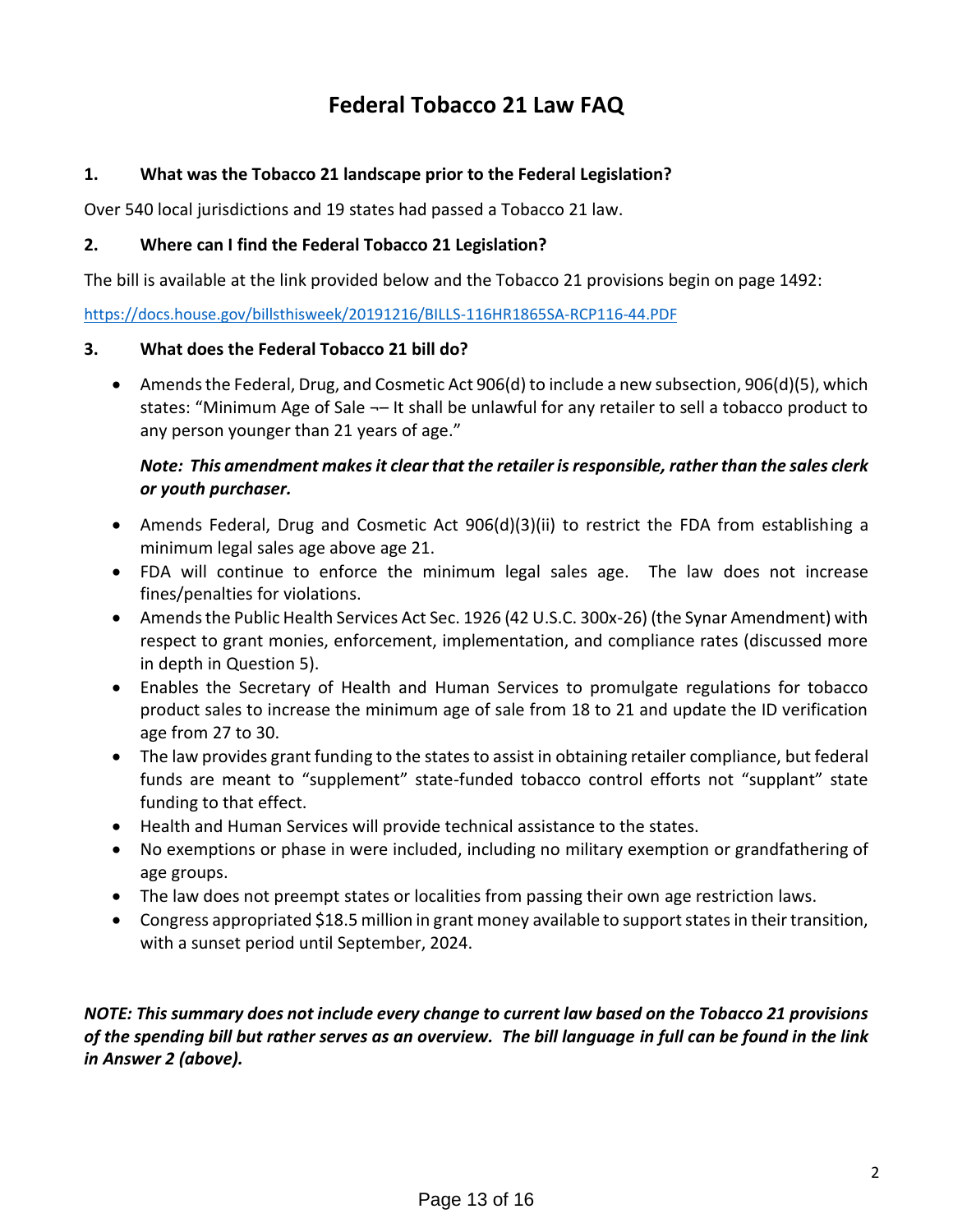# Federal Tobacco 21 Law FAQ

**1. What was the Tobacco 21 landscape prior to the Federal Legislation?**

Over 540 local jurisdictions and 19 states had passed a Tobacco 21 law.

**2. Where can I find the Federal Tobacco 21 Legislation?**

The bill is available at the link provided below and the Tobacco 21 provisions begin on page 1492:

https://docs.house.gov/billsthisweek/20191216/BILLS-116HR1865SA-RCP116-44.PDF

**3. What does the Federal Tobacco 21 bill do?**

- Amends the Federal, Drug, and Cosmetic Act 906(d) to include a new subsection, 906(d)(5), which states: "Minimum Age of Sale ¬– It shall be unlawful for any retailer to sell a tobacco product to any person younger than 21 years of age."

  ***Note: This amendment makes it clear that the retailer is responsible, rather than the sales clerk or youth purchaser.***

- Amends Federal, Drug and Cosmetic Act 906(d)(3)(ii) to restrict the FDA from establishing a minimum legal sales age above age 21.
- FDA will continue to enforce the minimum legal sales age. The law does not increase fines/penalties for violations.
- Amends the Public Health Services Act Sec. 1926 (42 U.S.C. 300x-26) (the Synar Amendment) with respect to grant monies, enforcement, implementation, and compliance rates (discussed more in depth in Question 5).
- Enables the Secretary of Health and Human Services to promulgate regulations for tobacco product sales to increase the minimum age of sale from 18 to 21 and update the ID verification age from 27 to 30.
- The law provides grant funding to the states to assist in obtaining retailer compliance, but federal funds are meant to "supplement" state-funded tobacco control efforts not "supplant" state funding to that effect.
- Health and Human Services will provide technical assistance to the states.
- No exemptions or phase in were included, including no military exemption or grandfathering of age groups.
- The law does not preempt states or localities from passing their own age restriction laws.
- Congress appropriated $18.5 million in grant money available to support states in their transition, with a sunset period until September, 2024.

***NOTE: This summary does not include every change to current law based on the Tobacco 21 provisions of the spending bill but rather serves as an overview. The bill language in full can be found in the link in Answer 2 (above).***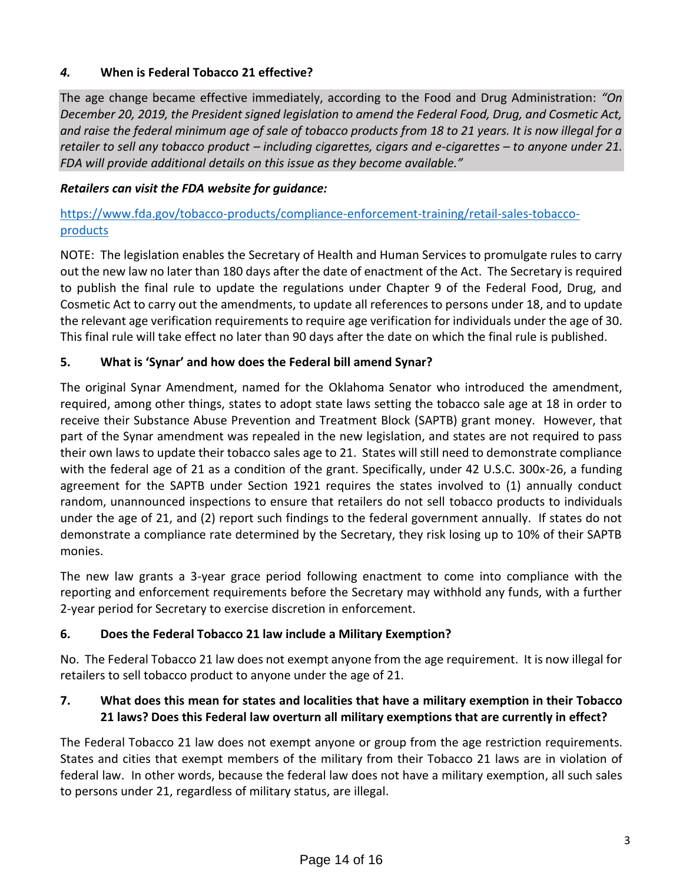### *4.* When is Federal Tobacco 21 effective?

The age change became effective immediately, according to the Food and Drug Administration: *"On December 20, 2019, the President signed legislation to amend the Federal Food, Drug, and Cosmetic Act, and raise the federal minimum age of sale of tobacco products from 18 to 21 years. It is now illegal for a retailer to sell any tobacco product – including cigarettes, cigars and e-cigarettes – to anyone under 21. FDA will provide additional details on this issue as they become available."*

***Retailers can visit the FDA website for guidance:***

https://www.fda.gov/tobacco-products/compliance-enforcement-training/retail-sales-tobacco-products

NOTE: The legislation enables the Secretary of Health and Human Services to promulgate rules to carry out the new law no later than 180 days after the date of enactment of the Act. The Secretary is required to publish the final rule to update the regulations under Chapter 9 of the Federal Food, Drug, and Cosmetic Act to carry out the amendments, to update all references to persons under 18, and to update the relevant age verification requirements to require age verification for individuals under the age of 30. This final rule will take effect no later than 90 days after the date on which the final rule is published.

### 5. What is 'Synar' and how does the Federal bill amend Synar?

The original Synar Amendment, named for the Oklahoma Senator who introduced the amendment, required, among other things, states to adopt state laws setting the tobacco sale age at 18 in order to receive their Substance Abuse Prevention and Treatment Block (SAPTB) grant money. However, that part of the Synar amendment was repealed in the new legislation, and states are not required to pass their own laws to update their tobacco sales age to 21. States will still need to demonstrate compliance with the federal age of 21 as a condition of the grant. Specifically, under 42 U.S.C. 300x-26, a funding agreement for the SAPTB under Section 1921 requires the states involved to (1) annually conduct random, unannounced inspections to ensure that retailers do not sell tobacco products to individuals under the age of 21, and (2) report such findings to the federal government annually. If states do not demonstrate a compliance rate determined by the Secretary, they risk losing up to 10% of their SAPTB monies.

The new law grants a 3-year grace period following enactment to come into compliance with the reporting and enforcement requirements before the Secretary may withhold any funds, with a further 2-year period for Secretary to exercise discretion in enforcement.

### 6. Does the Federal Tobacco 21 law include a Military Exemption?

No. The Federal Tobacco 21 law does not exempt anyone from the age requirement. It is now illegal for retailers to sell tobacco product to anyone under the age of 21.

### 7. What does this mean for states and localities that have a military exemption in their Tobacco 21 laws? Does this Federal law overturn all military exemptions that are currently in effect?

The Federal Tobacco 21 law does not exempt anyone or group from the age restriction requirements. States and cities that exempt members of the military from their Tobacco 21 laws are in violation of federal law. In other words, because the federal law does not have a military exemption, all such sales to persons under 21, regardless of military status, are illegal.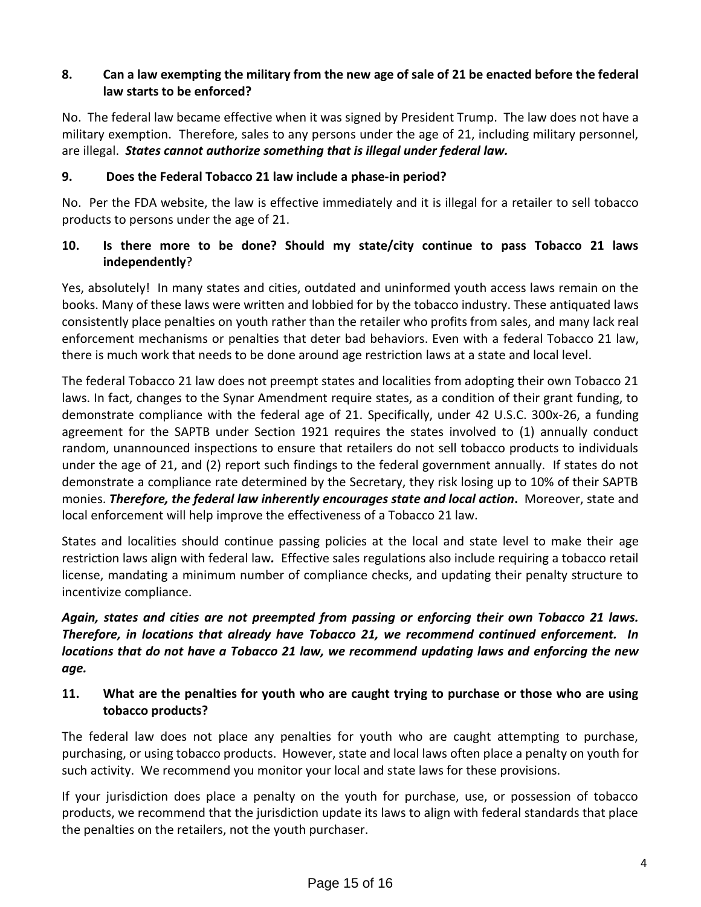**8. Can a law exempting the military from the new age of sale of 21 be enacted before the federal law starts to be enforced?**

No. The federal law became effective when it was signed by President Trump. The law does not have a military exemption. Therefore, sales to any persons under the age of 21, including military personnel, are illegal. ***States cannot authorize something that is illegal under federal law.***

**9. Does the Federal Tobacco 21 law include a phase-in period?**

No. Per the FDA website, the law is effective immediately and it is illegal for a retailer to sell tobacco products to persons under the age of 21.

**10. Is there more to be done? Should my state/city continue to pass Tobacco 21 laws independently?**

Yes, absolutely! In many states and cities, outdated and uninformed youth access laws remain on the books. Many of these laws were written and lobbied for by the tobacco industry. These antiquated laws consistently place penalties on youth rather than the retailer who profits from sales, and many lack real enforcement mechanisms or penalties that deter bad behaviors. Even with a federal Tobacco 21 law, there is much work that needs to be done around age restriction laws at a state and local level.

The federal Tobacco 21 law does not preempt states and localities from adopting their own Tobacco 21 laws. In fact, changes to the Synar Amendment require states, as a condition of their grant funding, to demonstrate compliance with the federal age of 21. Specifically, under 42 U.S.C. 300x-26, a funding agreement for the SAPTB under Section 1921 requires the states involved to (1) annually conduct random, unannounced inspections to ensure that retailers do not sell tobacco products to individuals under the age of 21, and (2) report such findings to the federal government annually. If states do not demonstrate a compliance rate determined by the Secretary, they risk losing up to 10% of their SAPTB monies. ***Therefore, the federal law inherently encourages state and local action***. Moreover, state and local enforcement will help improve the effectiveness of a Tobacco 21 law.

States and localities should continue passing policies at the local and state level to make their age restriction laws align with federal law*.* Effective sales regulations also include requiring a tobacco retail license, mandating a minimum number of compliance checks, and updating their penalty structure to incentivize compliance.

***Again, states and cities are not preempted from passing or enforcing their own Tobacco 21 laws. Therefore, in locations that already have Tobacco 21, we recommend continued enforcement. In locations that do not have a Tobacco 21 law, we recommend updating laws and enforcing the new age.***

**11. What are the penalties for youth who are caught trying to purchase or those who are using tobacco products?**

The federal law does not place any penalties for youth who are caught attempting to purchase, purchasing, or using tobacco products. However, state and local laws often place a penalty on youth for such activity. We recommend you monitor your local and state laws for these provisions.

If your jurisdiction does place a penalty on the youth for purchase, use, or possession of tobacco products, we recommend that the jurisdiction update its laws to align with federal standards that place the penalties on the retailers, not the youth purchaser.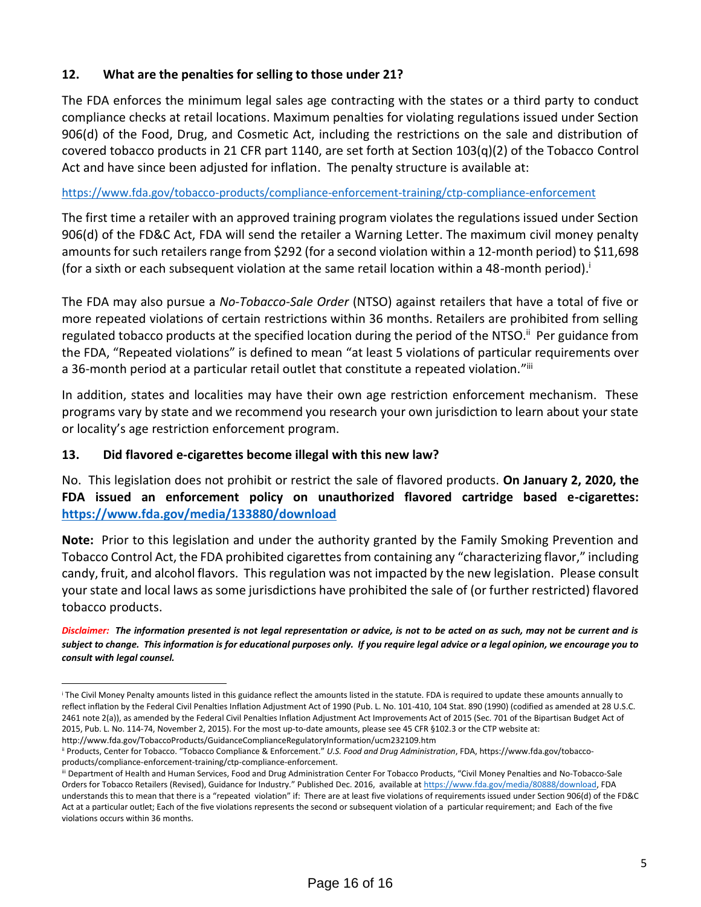## 12. What are the penalties for selling to those under 21?

The FDA enforces the minimum legal sales age contracting with the states or a third party to conduct compliance checks at retail locations. Maximum penalties for violating regulations issued under Section 906(d) of the Food, Drug, and Cosmetic Act, including the restrictions on the sale and distribution of covered tobacco products in 21 CFR part 1140, are set forth at Section 103(q)(2) of the Tobacco Control Act and have since been adjusted for inflation. The penalty structure is available at:

https://www.fda.gov/tobacco-products/compliance-enforcement-training/ctp-compliance-enforcement

The first time a retailer with an approved training program violates the regulations issued under Section 906(d) of the FD&C Act, FDA will send the retailer a Warning Letter. The maximum civil money penalty amounts for such retailers range from $292 (for a second violation within a 12-month period) to $11,698 (for a sixth or each subsequent violation at the same retail location within a 48-month period).[i]

The FDA may also pursue a *No-Tobacco-Sale Order* (NTSO) against retailers that have a total of five or more repeated violations of certain restrictions within 36 months. Retailers are prohibited from selling regulated tobacco products at the specified location during the period of the NTSO.[ii] Per guidance from the FDA, "Repeated violations" is defined to mean "at least 5 violations of particular requirements over a 36-month period at a particular retail outlet that constitute a repeated violation."[iii]

In addition, states and localities may have their own age restriction enforcement mechanism. These programs vary by state and we recommend you research your own jurisdiction to learn about your state or locality's age restriction enforcement program.

## 13. Did flavored e-cigarettes become illegal with this new law?

No. This legislation does not prohibit or restrict the sale of flavored products. **On January 2, 2020, the FDA issued an enforcement policy on unauthorized flavored cartridge based e-cigarettes: https://www.fda.gov/media/133880/download**

**Note:** Prior to this legislation and under the authority granted by the Family Smoking Prevention and Tobacco Control Act, the FDA prohibited cigarettes from containing any "characterizing flavor," including candy, fruit, and alcohol flavors. This regulation was not impacted by the new legislation. Please consult your state and local laws as some jurisdictions have prohibited the sale of (or further restricted) flavored tobacco products.

***Disclaimer:* *The information presented is not legal representation or advice, is not to be acted on as such, may not be current and is subject to change. This information is for educational purposes only. If you require legal advice or a legal opinion, we encourage you to consult with legal counsel.***

---

[i] The Civil Money Penalty amounts listed in this guidance reflect the amounts listed in the statute. FDA is required to update these amounts annually to reflect inflation by the Federal Civil Penalties Inflation Adjustment Act of 1990 (Pub. L. No. 101-410, 104 Stat. 890 (1990) (codified as amended at 28 U.S.C. 2461 note 2(a)), as amended by the Federal Civil Penalties Inflation Adjustment Act Improvements Act of 2015 (Sec. 701 of the Bipartisan Budget Act of 2015, Pub. L. No. 114-74, November 2, 2015). For the most up-to-date amounts, please see 45 CFR §102.3 or the CTP website at: http://www.fda.gov/TobaccoProducts/GuidanceComplianceRegulatoryInformation/ucm232109.htm

[ii] Products, Center for Tobacco. "Tobacco Compliance & Enforcement." *U.S. Food and Drug Administration*, FDA, https://www.fda.gov/tobacco-products/compliance-enforcement-training/ctp-compliance-enforcement.

[iii] Department of Health and Human Services, Food and Drug Administration Center For Tobacco Products, "Civil Money Penalties and No-Tobacco-Sale Orders for Tobacco Retailers (Revised), Guidance for Industry." Published Dec. 2016, available at https://www.fda.gov/media/80888/download, FDA understands this to mean that there is a "repeated violation" if: There are at least five violations of requirements issued under Section 906(d) of the FD&C Act at a particular outlet; Each of the five violations represents the second or subsequent violation of a particular requirement; and Each of the five violations occurs within 36 months.